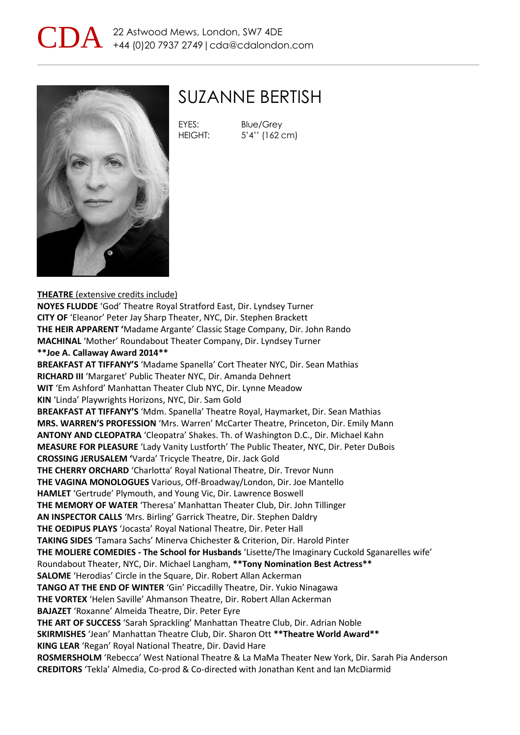CDA 22 Astwood Mews, London, SW7 4DE
+44 (0)20 7937 2749 | cda@cdalondon.com

# SUZANNE BERTISH

EYES: Blue/Grey
HEIGHT: 5'4'' (162 cm)

**THEATRE** (extensive credits include)

**NOYES FLUDDE** 'God' Theatre Royal Stratford East, Dir. Lyndsey Turner
**CITY OF** 'Eleanor' Peter Jay Sharp Theater, NYC, Dir. Stephen Brackett
**THE HEIR APPARENT '**Madame Argante' Classic Stage Company, Dir. John Rando
**MACHINAL** 'Mother' Roundabout Theater Company, Dir. Lyndsey Turner
**\*\*Joe A. Callaway Award 2014\*\***
**BREAKFAST AT TIFFANY'S** 'Madame Spanella' Cort Theater NYC, Dir. Sean Mathias
**RICHARD III** 'Margaret' Public Theater NYC, Dir. Amanda Dehnert
**WIT** 'Em Ashford' Manhattan Theater Club NYC, Dir. Lynne Meadow
**KIN** 'Linda' Playwrights Horizons, NYC, Dir. Sam Gold
**BREAKFAST AT TIFFANY'S** 'Mdm. Spanella' Theatre Royal, Haymarket, Dir. Sean Mathias
**MRS. WARREN'S PROFESSION** 'Mrs. Warren' McCarter Theatre, Princeton, Dir. Emily Mann
**ANTONY AND CLEOPATRA** 'Cleopatra' Shakes. Th. of Washington D.C., Dir. Michael Kahn
**MEASURE FOR PLEASURE** 'Lady Vanity Lustforth' The Public Theater, NYC, Dir. Peter DuBois
**CROSSING JERUSALEM '**Varda' Tricycle Theatre, Dir. Jack Gold
**THE CHERRY ORCHARD** 'Charlotta' Royal National Theatre, Dir. Trevor Nunn
**THE VAGINA MONOLOGUES** Various, Off-Broadway/London, Dir. Joe Mantello
**HAMLET** 'Gertrude' Plymouth, and Young Vic, Dir. Lawrence Boswell
**THE MEMORY OF WATER** 'Theresa' Manhattan Theater Club, Dir. John Tillinger
**AN INSPECTOR CALLS** 'Mrs. Birling' Garrick Theatre, Dir. Stephen Daldry
**THE OEDIPUS PLAYS** 'Jocasta' Royal National Theatre, Dir. Peter Hall
**TAKING SIDES** 'Tamara Sachs' Minerva Chichester & Criterion, Dir. Harold Pinter
**THE MOLIERE COMEDIES - The School for Husbands** 'Lisette/The Imaginary Cuckold Sganarelles wife' Roundabout Theater, NYC, Dir. Michael Langham, **\*\*Tony Nomination Best Actress\*\***
**SALOME** 'Herodias' Circle in the Square, Dir. Robert Allan Ackerman
**TANGO AT THE END OF WINTER** 'Gin' Piccadilly Theatre, Dir. Yukio Ninagawa
**THE VORTEX** 'Helen Saville' Ahmanson Theatre, Dir. Robert Allan Ackerman
**BAJAZET** 'Roxanne' Almeida Theatre, Dir. Peter Eyre
**THE ART OF SUCCESS** 'Sarah Sprackling' Manhattan Theatre Club, Dir. Adrian Noble
**SKIRMISHES** 'Jean' Manhattan Theatre Club, Dir. Sharon Ott **\*\*Theatre World Award\*\***
**KING LEAR** 'Regan' Royal National Theatre, Dir. David Hare
**ROSMERSHOLM** 'Rebecca' West National Theatre & La MaMa Theater New York, Dir. Sarah Pia Anderson
**CREDITORS** 'Tekla' Almedia, Co-prod & Co-directed with Jonathan Kent and Ian McDiarmid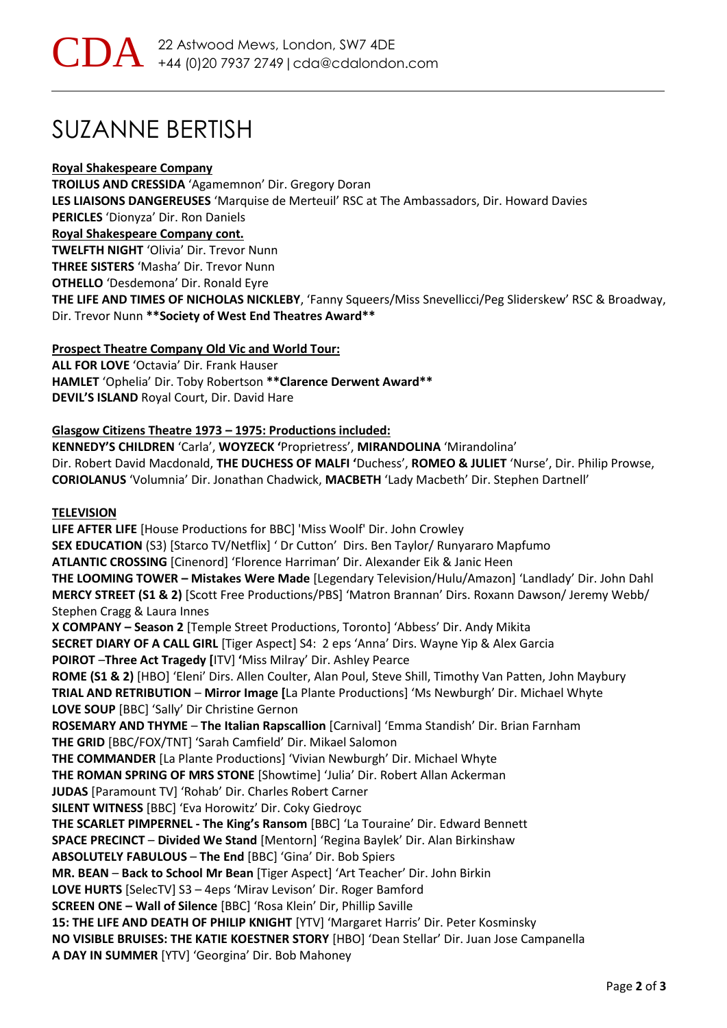CDA 22 Astwood Mews, London, SW7 4DE
+44 (0)20 7937 2749 | cda@cdalondon.com

# SUZANNE BERTISH

**Royal Shakespeare Company**
**TROILUS AND CRESSIDA** 'Agamemnon' Dir. Gregory Doran
**LES LIAISONS DANGEREUSES** 'Marquise de Merteuil' RSC at The Ambassadors, Dir. Howard Davies
**PERICLES** 'Dionyza' Dir. Ron Daniels
**Royal Shakespeare Company cont.**
**TWELFTH NIGHT** 'Olivia' Dir. Trevor Nunn
**THREE SISTERS** 'Masha' Dir. Trevor Nunn
**OTHELLO** 'Desdemona' Dir. Ronald Eyre
**THE LIFE AND TIMES OF NICHOLAS NICKLEBY**, 'Fanny Squeers/Miss Snevellicci/Peg Sliderskew' RSC & Broadway, Dir. Trevor Nunn **\*\*Society of West End Theatres Award\*\***

**Prospect Theatre Company Old Vic and World Tour:**
**ALL FOR LOVE** 'Octavia' Dir. Frank Hauser
**HAMLET** 'Ophelia' Dir. Toby Robertson **\*\*Clarence Derwent Award\*\***
**DEVIL'S ISLAND** Royal Court, Dir. David Hare

**Glasgow Citizens Theatre 1973 – 1975: Productions included:**
**KENNEDY'S CHILDREN** 'Carla', **WOYZECK** 'Proprietress', **MIRANDOLINA** 'Mirandolina' Dir. Robert David Macdonald, **THE DUCHESS OF MALFI** 'Duchess', **ROMEO & JULIET** 'Nurse', Dir. Philip Prowse, **CORIOLANUS** 'Volumnia' Dir. Jonathan Chadwick, **MACBETH** 'Lady Macbeth' Dir. Stephen Dartnell'

**TELEVISION**
**LIFE AFTER LIFE** [House Productions for BBC] 'Miss Woolf' Dir. John Crowley
**SEX EDUCATION** (S3) [Starco TV/Netflix] ' Dr Cutton' Dirs. Ben Taylor/ Runyararo Mapfumo
**ATLANTIC CROSSING** [Cinenord] 'Florence Harriman' Dir. Alexander Eik & Janic Heen
**THE LOOMING TOWER – Mistakes Were Made** [Legendary Television/Hulu/Amazon] 'Landlady' Dir. John Dahl
**MERCY STREET (S1 & 2)** [Scott Free Productions/PBS] 'Matron Brannan' Dirs. Roxann Dawson/ Jeremy Webb/ Stephen Cragg & Laura Innes
**X COMPANY – Season 2** [Temple Street Productions, Toronto] 'Abbess' Dir. Andy Mikita
**SECRET DIARY OF A CALL GIRL** [Tiger Aspect] S4: 2 eps 'Anna' Dirs. Wayne Yip & Alex Garcia
**POIROT** –**Three Act Tragedy** [ITV] 'Miss Milray' Dir. Ashley Pearce
**ROME (S1 & 2)** [HBO] 'Eleni' Dirs. Allen Coulter, Alan Poul, Steve Shill, Timothy Van Patten, John Maybury
**TRIAL AND RETRIBUTION** – **Mirror Image** [La Plante Productions] 'Ms Newburgh' Dir. Michael Whyte
**LOVE SOUP** [BBC] 'Sally' Dir Christine Gernon
**ROSEMARY AND THYME** – **The Italian Rapscallion** [Carnival] 'Emma Standish' Dir. Brian Farnham
**THE GRID** [BBC/FOX/TNT] 'Sarah Camfield' Dir. Mikael Salomon
**THE COMMANDER** [La Plante Productions] 'Vivian Newburgh' Dir. Michael Whyte
**THE ROMAN SPRING OF MRS STONE** [Showtime] 'Julia' Dir. Robert Allan Ackerman
**JUDAS** [Paramount TV] 'Rohab' Dir. Charles Robert Carner
**SILENT WITNESS** [BBC] 'Eva Horowitz' Dir. Coky Giedroyc
**THE SCARLET PIMPERNEL - The King's Ransom** [BBC] 'La Touraine' Dir. Edward Bennett
**SPACE PRECINCT** – **Divided We Stand** [Mentorn] 'Regina Baylek' Dir. Alan Birkinshaw
**ABSOLUTELY FABULOUS** – **The End** [BBC] 'Gina' Dir. Bob Spiers
**MR. BEAN** – **Back to School Mr Bean** [Tiger Aspect] 'Art Teacher' Dir. John Birkin
**LOVE HURTS** [SelecTV] S3 – 4eps 'Mirav Levison' Dir. Roger Bamford
**SCREEN ONE – Wall of Silence** [BBC] 'Rosa Klein' Dir, Phillip Saville
**15: THE LIFE AND DEATH OF PHILIP KNIGHT** [YTV] 'Margaret Harris' Dir. Peter Kosminsky
**NO VISIBLE BRUISES: THE KATIE KOESTNER STORY** [HBO] 'Dean Stellar' Dir. Juan Jose Campanella
**A DAY IN SUMMER** [YTV] 'Georgina' Dir. Bob Mahoney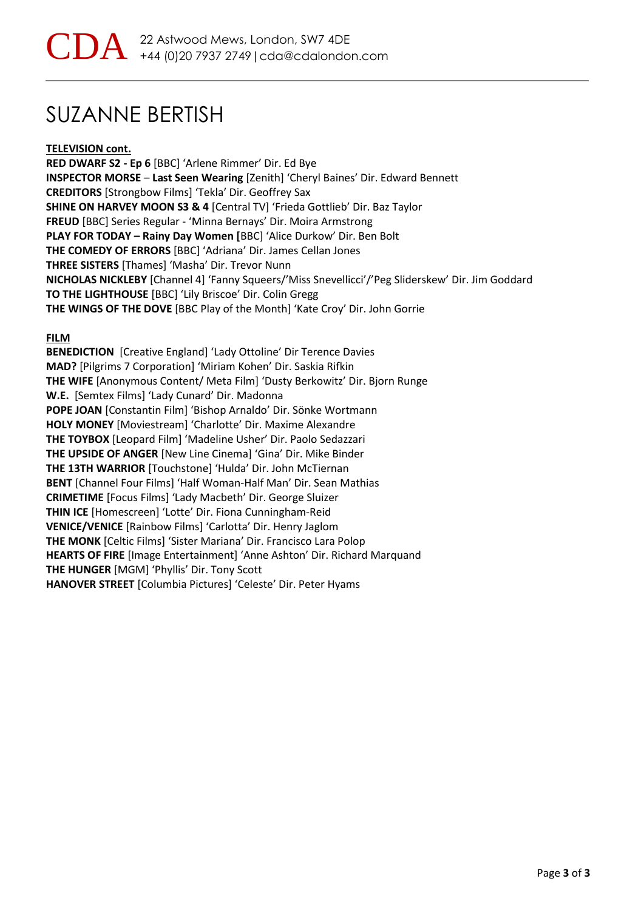CDA 22 Astwood Mews, London, SW7 4DE
+44 (0)20 7937 2749 | cda@cdalondon.com

# SUZANNE BERTISH

**TELEVISION cont.**

**RED DWARF S2 - Ep 6** [BBC] 'Arlene Rimmer' Dir. Ed Bye
**INSPECTOR MORSE** – **Last Seen Wearing** [Zenith] 'Cheryl Baines' Dir. Edward Bennett
**CREDITORS** [Strongbow Films] 'Tekla' Dir. Geoffrey Sax
**SHINE ON HARVEY MOON S3 & 4** [Central TV] 'Frieda Gottlieb' Dir. Baz Taylor
**FREUD** [BBC] Series Regular - 'Minna Bernays' Dir. Moira Armstrong
**PLAY FOR TODAY – Rainy Day Women [**BBC] 'Alice Durkow' Dir. Ben Bolt
**THE COMEDY OF ERRORS** [BBC] 'Adriana' Dir. James Cellan Jones
**THREE SISTERS** [Thames] 'Masha' Dir. Trevor Nunn
**NICHOLAS NICKLEBY** [Channel 4] 'Fanny Squeers/'Miss Snevellicci'/'Peg Sliderskew' Dir. Jim Goddard
**TO THE LIGHTHOUSE** [BBC] 'Lily Briscoe' Dir. Colin Gregg
**THE WINGS OF THE DOVE** [BBC Play of the Month] 'Kate Croy' Dir. John Gorrie

**FILM**

**BENEDICTION** [Creative England] 'Lady Ottoline' Dir Terence Davies
**MAD?** [Pilgrims 7 Corporation] 'Miriam Kohen' Dir. Saskia Rifkin
**THE WIFE** [Anonymous Content/ Meta Film] 'Dusty Berkowitz' Dir. Bjorn Runge
**W.E.** [Semtex Films] 'Lady Cunard' Dir. Madonna
**POPE JOAN** [Constantin Film] 'Bishop Arnaldo' Dir. Sönke Wortmann
**HOLY MONEY** [Moviestream] 'Charlotte' Dir. Maxime Alexandre
**THE TOYBOX** [Leopard Film] 'Madeline Usher' Dir. Paolo Sedazzari
**THE UPSIDE OF ANGER** [New Line Cinema] 'Gina' Dir. Mike Binder
**THE 13TH WARRIOR** [Touchstone] 'Hulda' Dir. John McTiernan
**BENT** [Channel Four Films] 'Half Woman-Half Man' Dir. Sean Mathias
**CRIMETIME** [Focus Films] 'Lady Macbeth' Dir. George Sluizer
**THIN ICE** [Homescreen] 'Lotte' Dir. Fiona Cunningham-Reid
**VENICE/VENICE** [Rainbow Films] 'Carlotta' Dir. Henry Jaglom
**THE MONK** [Celtic Films] 'Sister Mariana' Dir. Francisco Lara Polop
**HEARTS OF FIRE** [Image Entertainment] 'Anne Ashton' Dir. Richard Marquand
**THE HUNGER** [MGM] 'Phyllis' Dir. Tony Scott
**HANOVER STREET** [Columbia Pictures] 'Celeste' Dir. Peter Hyams